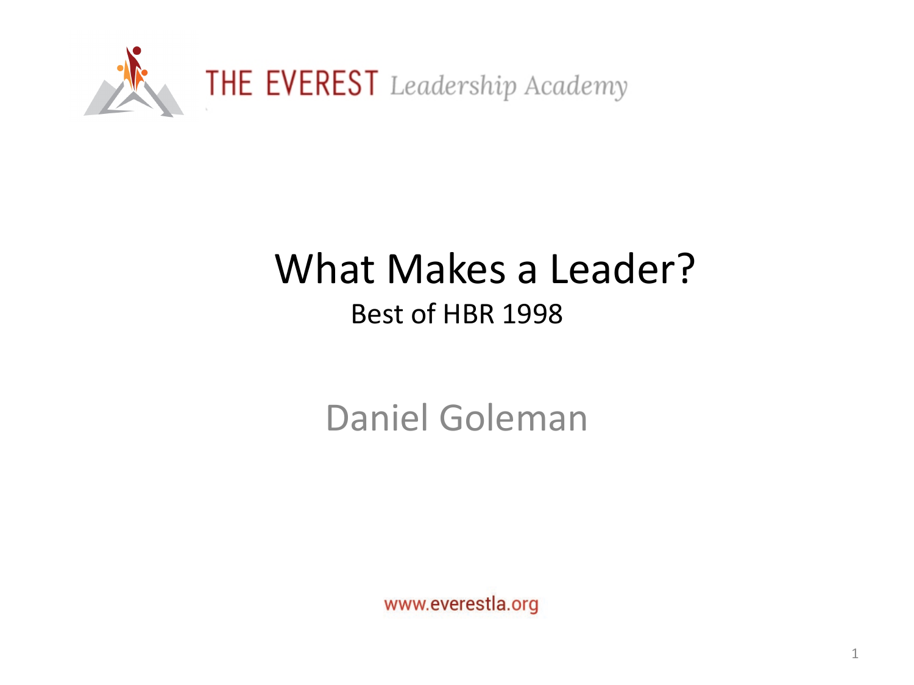THE EVEREST *Leadership Academy*

# What Makes a Leader?

## Best of HBR 1998

Daniel Goleman

www.everestla.org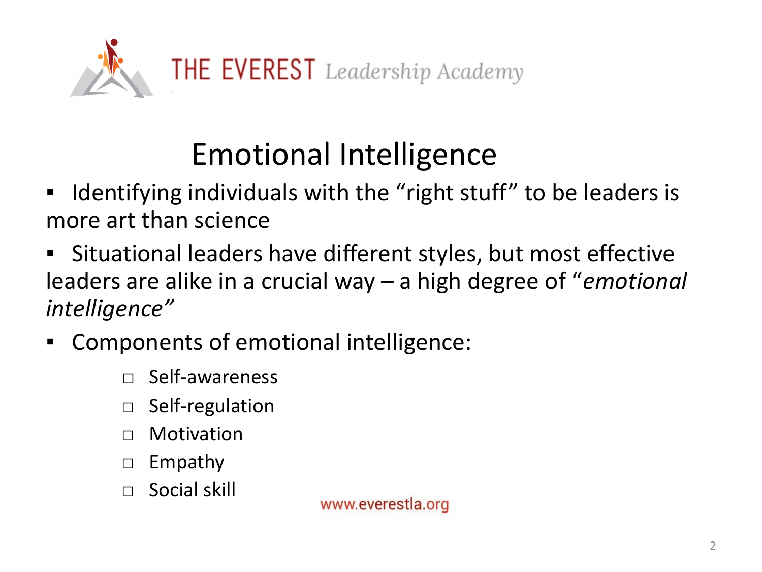THE EVEREST *Leadership Academy*

# Emotional Intelligence

- Identifying individuals with the “right stuff” to be leaders is more art than science
- Situational leaders have different styles, but most effective leaders are alike in a crucial way – a high degree of “*emotional intelligence”*
- Components of emotional intelligence:
  - Self-awareness
  - Self-regulation
  - Motivation
  - Empathy
  - Social skill

www.everestla.org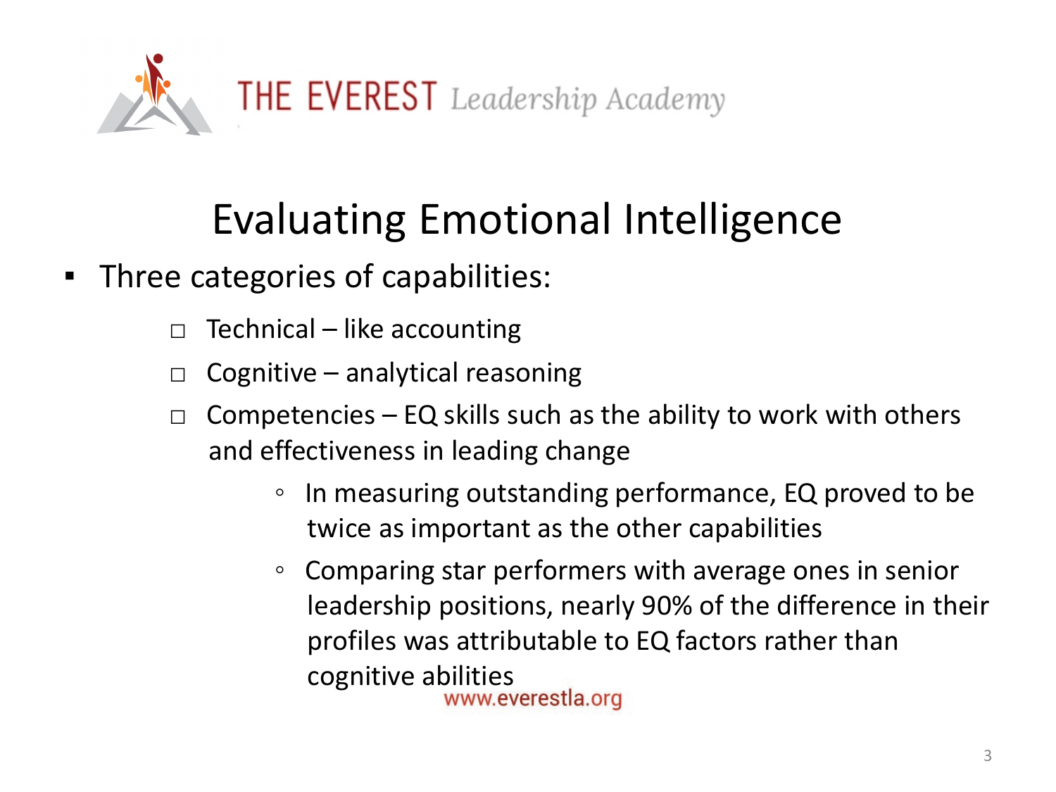# Evaluating Emotional Intelligence

- Three categories of capabilities:
  - Technical – like accounting
  - Cognitive – analytical reasoning
  - Competencies – EQ skills such as the ability to work with others and effectiveness in leading change
    - In measuring outstanding performance, EQ proved to be twice as important as the other capabilities
    - Comparing star performers with average ones in senior leadership positions, nearly 90% of the difference in their profiles was attributable to EQ factors rather than cognitive abilities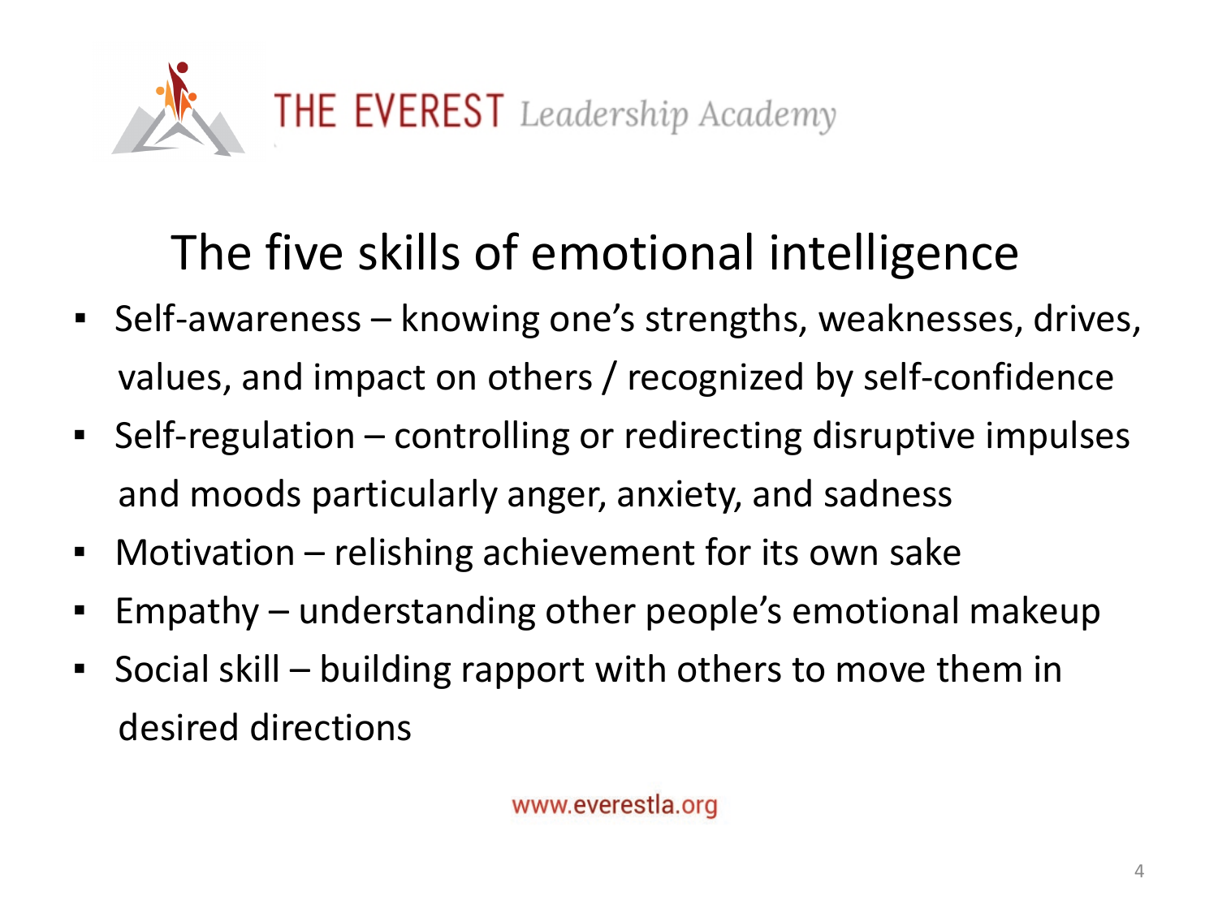# The five skills of emotional intelligence

- Self-awareness – knowing one's strengths, weaknesses, drives, values, and impact on others / recognized by self-confidence
- Self-regulation – controlling or redirecting disruptive impulses and moods particularly anger, anxiety, and sadness
- Motivation – relishing achievement for its own sake
- Empathy – understanding other people's emotional makeup
- Social skill – building rapport with others to move them in desired directions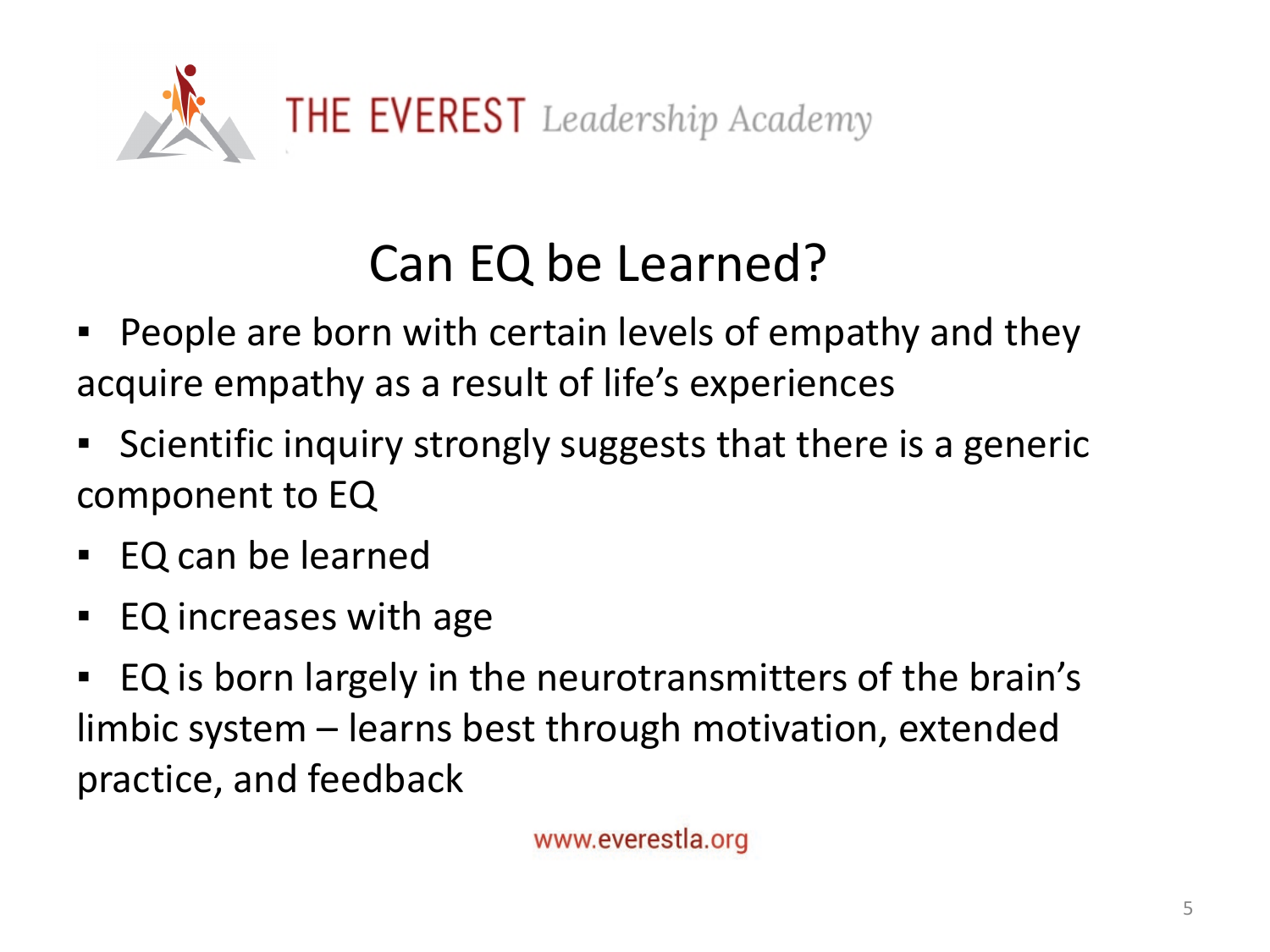THE EVEREST *Leadership Academy*

# Can EQ be Learned?

- People are born with certain levels of empathy and they acquire empathy as a result of life's experiences
- Scientific inquiry strongly suggests that there is a generic component to EQ
- EQ can be learned
- EQ increases with age
- EQ is born largely in the neurotransmitters of the brain's limbic system – learns best through motivation, extended practice, and feedback

www.everestla.org